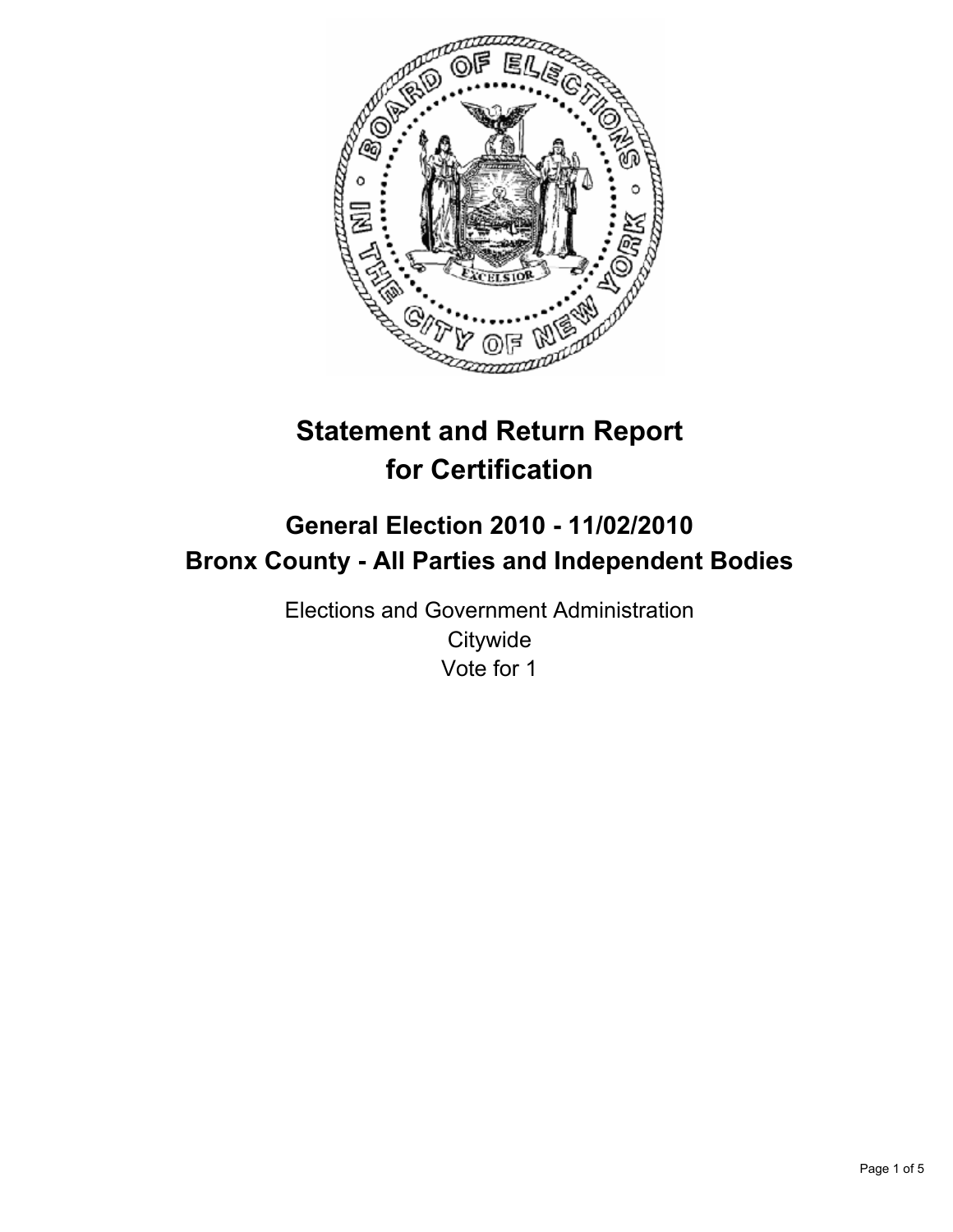# Statement and Return Report for Certification

## General Election 2010 - 11/02/2010
## Bronx County - All Parties and Independent Bodies

Elections and Government Administration
Citywide
Vote for 1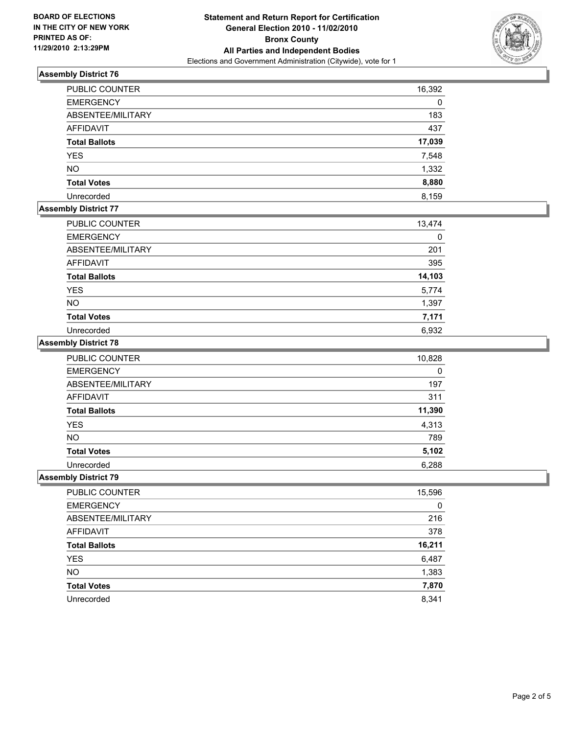BOARD OF ELECTIONS
IN THE CITY OF NEW YORK
PRINTED AS OF:
11/29/2010 2:13:29PM

**Statement and Return Report for Certification**
**General Election 2010 - 11/02/2010**
**Bronx County**
**All Parties and Independent Bodies**
Elections and Government Administration (Citywide), vote for 1

### Assembly District 76

| | |
|---|---|
| PUBLIC COUNTER | 16,392 |
| EMERGENCY | 0 |
| ABSENTEE/MILITARY | 183 |
| AFFIDAVIT | 437 |
| **Total Ballots** | **17,039** |
| YES | 7,548 |
| NO | 1,332 |
| **Total Votes** | **8,880** |
| Unrecorded | 8,159 |

### Assembly District 77

| | |
|---|---|
| PUBLIC COUNTER | 13,474 |
| EMERGENCY | 0 |
| ABSENTEE/MILITARY | 201 |
| AFFIDAVIT | 395 |
| **Total Ballots** | **14,103** |
| YES | 5,774 |
| NO | 1,397 |
| **Total Votes** | **7,171** |
| Unrecorded | 6,932 |

### Assembly District 78

| | |
|---|---|
| PUBLIC COUNTER | 10,828 |
| EMERGENCY | 0 |
| ABSENTEE/MILITARY | 197 |
| AFFIDAVIT | 311 |
| **Total Ballots** | **11,390** |
| YES | 4,313 |
| NO | 789 |
| **Total Votes** | **5,102** |
| Unrecorded | 6,288 |

### Assembly District 79

| | |
|---|---|
| PUBLIC COUNTER | 15,596 |
| EMERGENCY | 0 |
| ABSENTEE/MILITARY | 216 |
| AFFIDAVIT | 378 |
| **Total Ballots** | **16,211** |
| YES | 6,487 |
| NO | 1,383 |
| **Total Votes** | **7,870** |
| Unrecorded | 8,341 |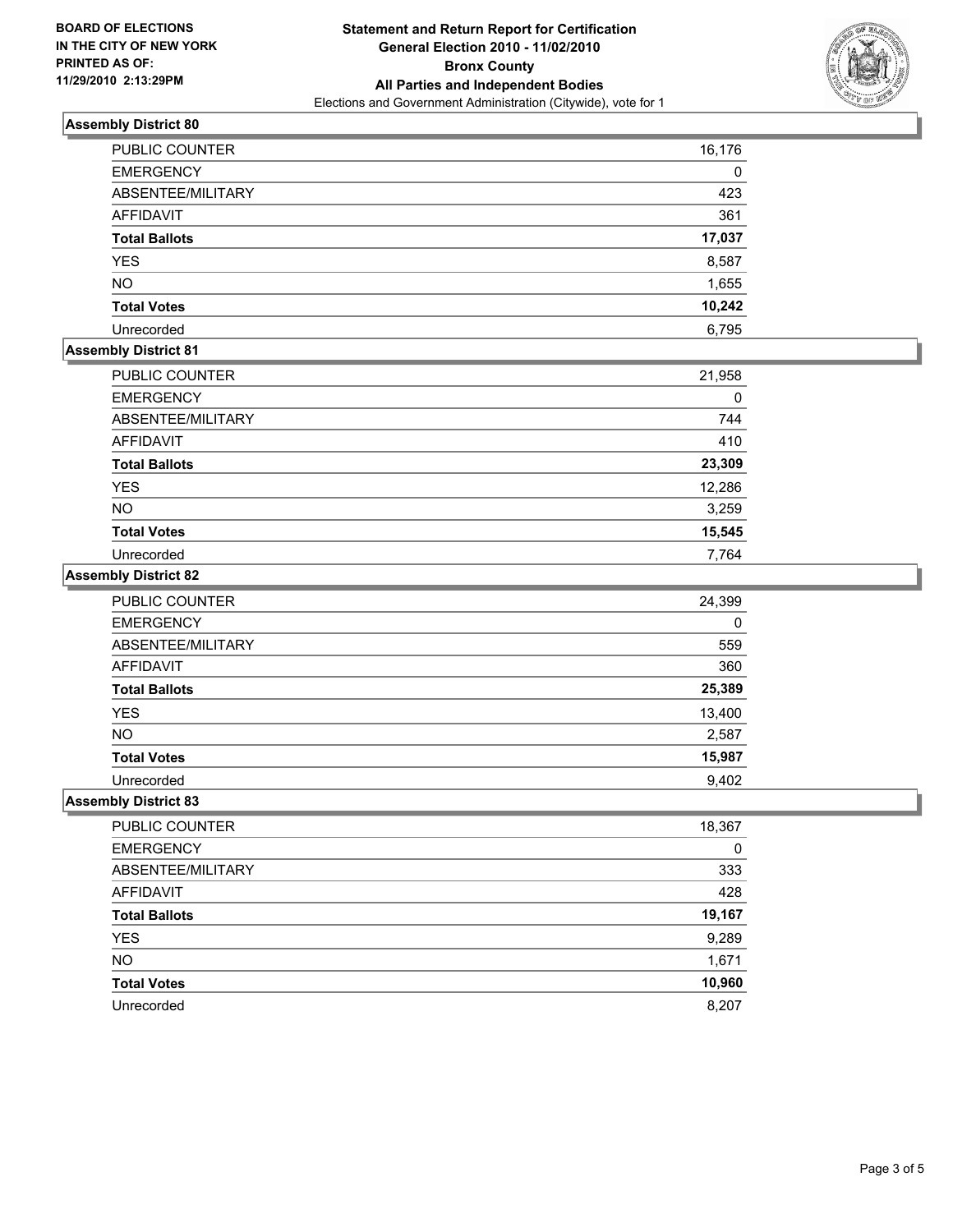**BOARD OF ELECTIONS IN THE CITY OF NEW YORK PRINTED AS OF: 11/29/2010 2:13:29PM**

**Statement and Return Report for Certification**
**General Election 2010 - 11/02/2010**
**Bronx County**
**All Parties and Independent Bodies**
Elections and Government Administration (Citywide), vote for 1

### Assembly District 80

| | |
|---|---|
| PUBLIC COUNTER | 16,176 |
| EMERGENCY | 0 |
| ABSENTEE/MILITARY | 423 |
| AFFIDAVIT | 361 |
| **Total Ballots** | **17,037** |
| YES | 8,587 |
| NO | 1,655 |
| **Total Votes** | **10,242** |
| Unrecorded | 6,795 |

### Assembly District 81

| | |
|---|---|
| PUBLIC COUNTER | 21,958 |
| EMERGENCY | 0 |
| ABSENTEE/MILITARY | 744 |
| AFFIDAVIT | 410 |
| **Total Ballots** | **23,309** |
| YES | 12,286 |
| NO | 3,259 |
| **Total Votes** | **15,545** |
| Unrecorded | 7,764 |

### Assembly District 82

| | |
|---|---|
| PUBLIC COUNTER | 24,399 |
| EMERGENCY | 0 |
| ABSENTEE/MILITARY | 559 |
| AFFIDAVIT | 360 |
| **Total Ballots** | **25,389** |
| YES | 13,400 |
| NO | 2,587 |
| **Total Votes** | **15,987** |
| Unrecorded | 9,402 |

### Assembly District 83

| | |
|---|---|
| PUBLIC COUNTER | 18,367 |
| EMERGENCY | 0 |
| ABSENTEE/MILITARY | 333 |
| AFFIDAVIT | 428 |
| **Total Ballots** | **19,167** |
| YES | 9,289 |
| NO | 1,671 |
| **Total Votes** | **10,960** |
| Unrecorded | 8,207 |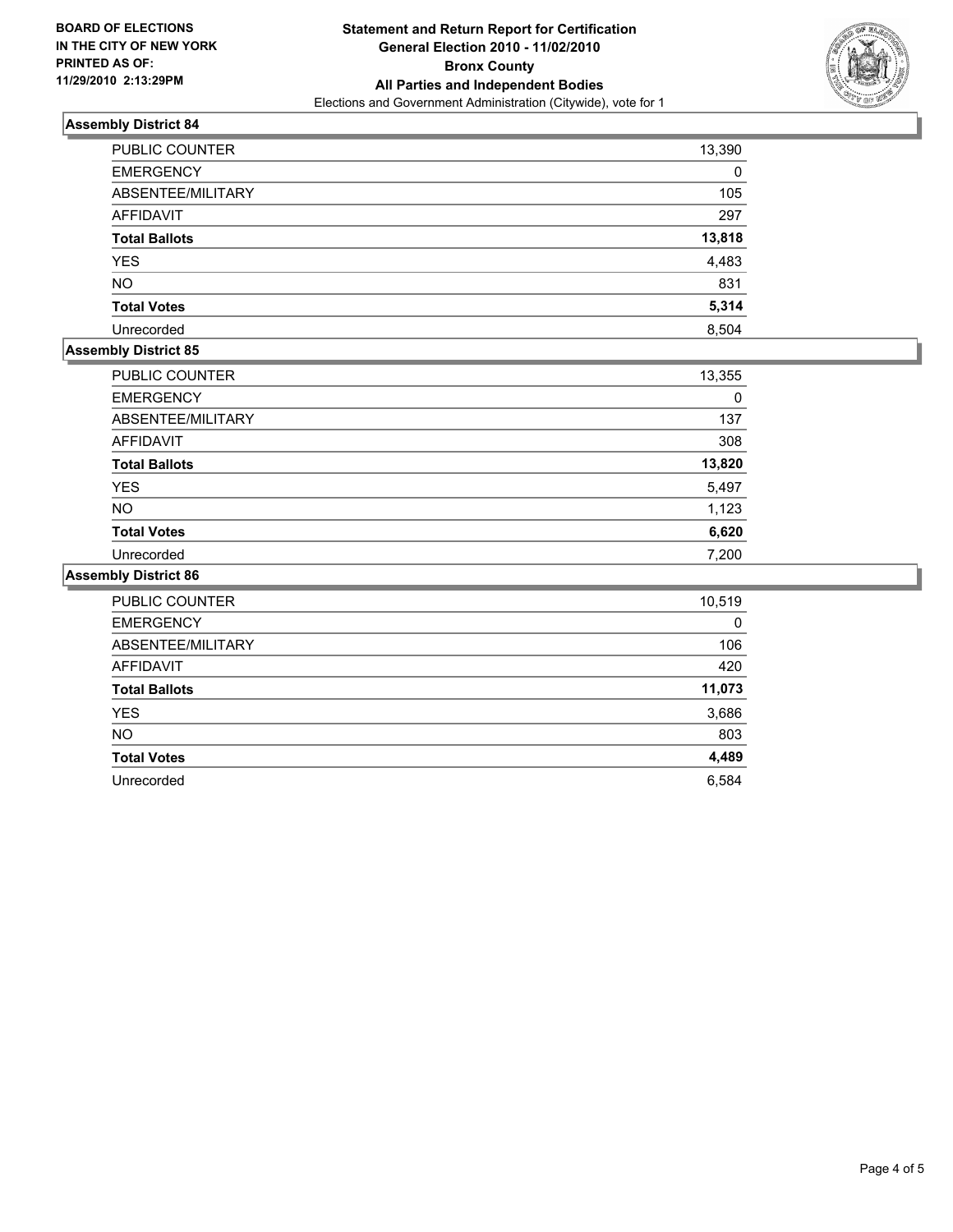BOARD OF ELECTIONS
IN THE CITY OF NEW YORK
PRINTED AS OF:
11/29/2010 2:13:29PM

**Statement and Return Report for Certification**
**General Election 2010 - 11/02/2010**
**Bronx County**
**All Parties and Independent Bodies**
Elections and Government Administration (Citywide), vote for 1

### Assembly District 84

| | |
|---|---|
| PUBLIC COUNTER | 13,390 |
| EMERGENCY | 0 |
| ABSENTEE/MILITARY | 105 |
| AFFIDAVIT | 297 |
| **Total Ballots** | **13,818** |
| YES | 4,483 |
| NO | 831 |
| **Total Votes** | **5,314** |
| Unrecorded | 8,504 |

### Assembly District 85

| | |
|---|---|
| PUBLIC COUNTER | 13,355 |
| EMERGENCY | 0 |
| ABSENTEE/MILITARY | 137 |
| AFFIDAVIT | 308 |
| **Total Ballots** | **13,820** |
| YES | 5,497 |
| NO | 1,123 |
| **Total Votes** | **6,620** |
| Unrecorded | 7,200 |

### Assembly District 86

| | |
|---|---|
| PUBLIC COUNTER | 10,519 |
| EMERGENCY | 0 |
| ABSENTEE/MILITARY | 106 |
| AFFIDAVIT | 420 |
| **Total Ballots** | **11,073** |
| YES | 3,686 |
| NO | 803 |
| **Total Votes** | **4,489** |
| Unrecorded | 6,584 |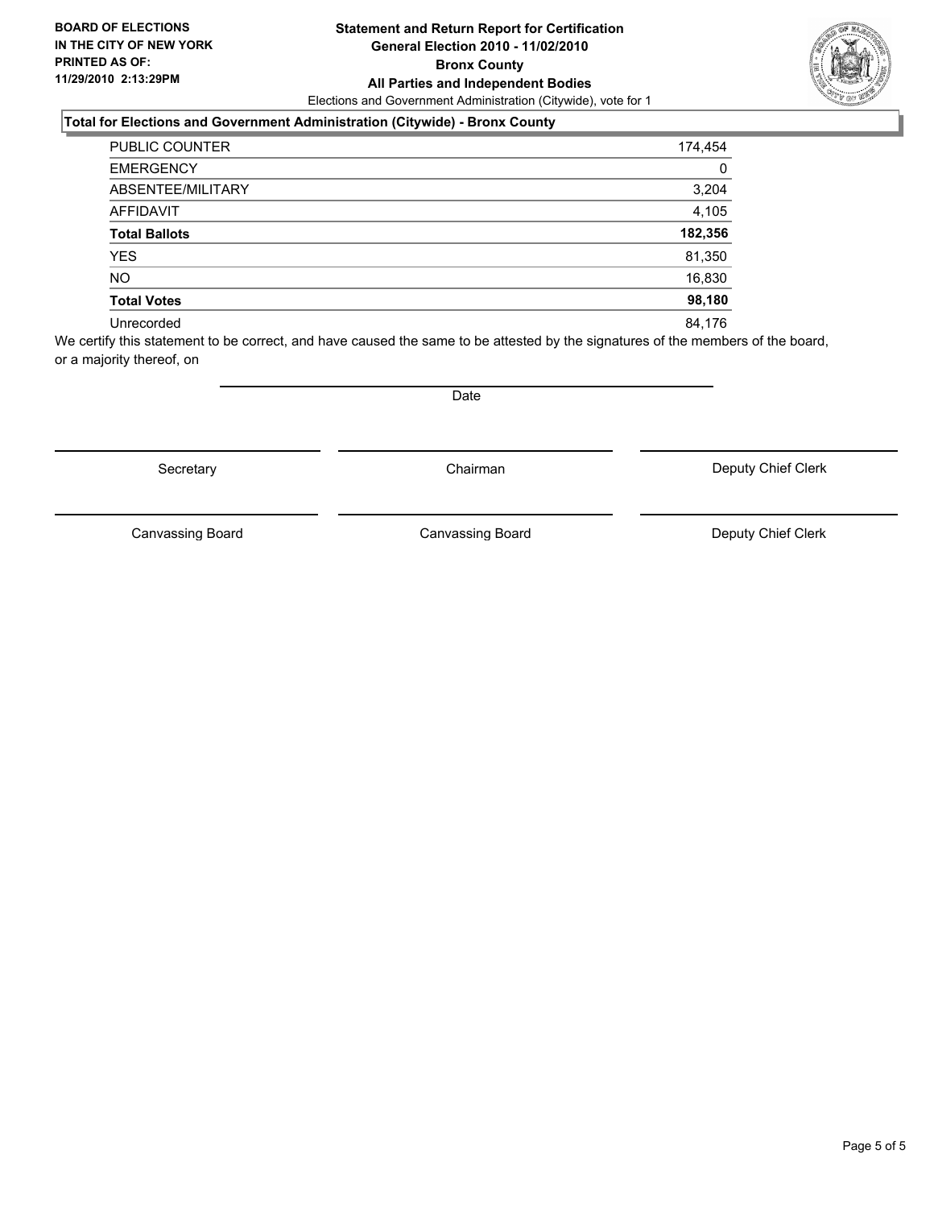**BOARD OF ELECTIONS IN THE CITY OF NEW YORK PRINTED AS OF: 11/29/2010 2:13:29PM**

# Statement and Return Report for Certification General Election 2010 - 11/02/2010 Bronx County All Parties and Independent Bodies

Elections and Government Administration (Citywide), vote for 1

## Total for Elections and Government Administration (Citywide) - Bronx County

| | |
|---|---|
| PUBLIC COUNTER | 174,454 |
| EMERGENCY | 0 |
| ABSENTEE/MILITARY | 3,204 |
| AFFIDAVIT | 4,105 |
| **Total Ballots** | **182,356** |
| YES | 81,350 |
| NO | 16,830 |
| **Total Votes** | **98,180** |
| Unrecorded | 84,176 |

We certify this statement to be correct, and have caused the same to be attested by the signatures of the members of the board, or a majority thereof, on

Date

| | | |
|---|---|---|
| Secretary | Chairman | Deputy Chief Clerk |
| Canvassing Board | Canvassing Board | Deputy Chief Clerk |